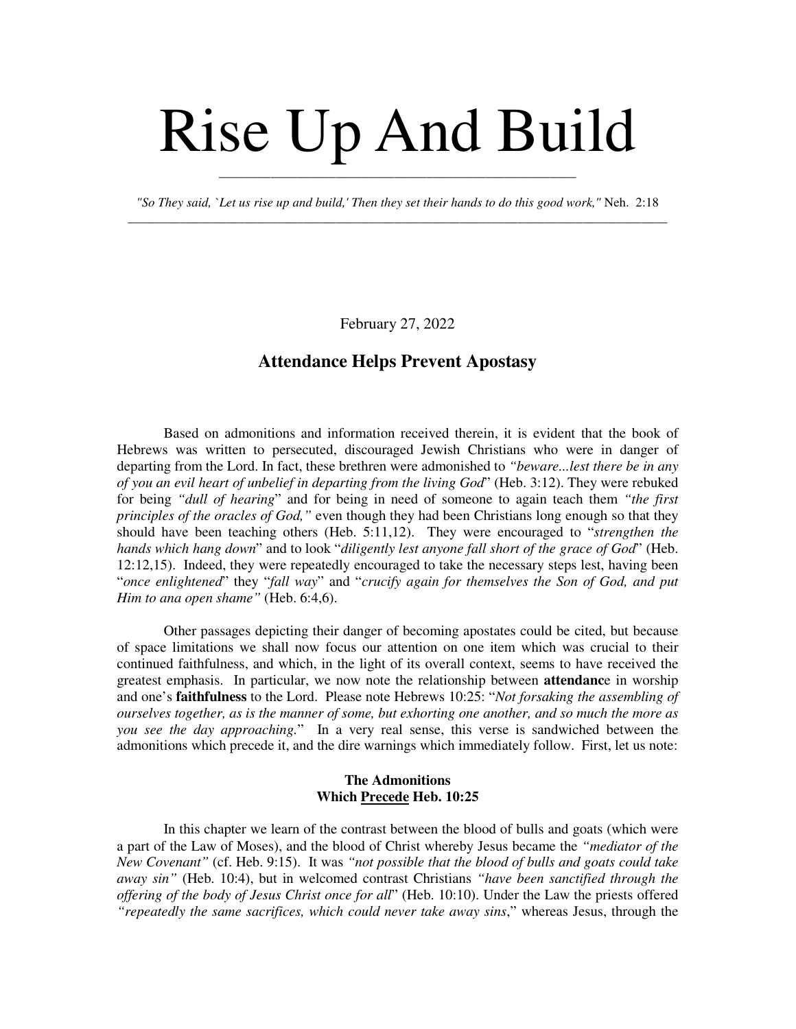# Rise Up And Build

*"So They said, `Let us rise up and build,' Then they set their hands to do this good work,"* Neh. 2:18

February 27, 2022

## Attendance Helps Prevent Apostasy

Based on admonitions and information received therein, it is evident that the book of Hebrews was written to persecuted, discouraged Jewish Christians who were in danger of departing from the Lord. In fact, these brethren were admonished to *"beware...lest there be in any of you an evil heart of unbelief in departing from the living God*" (Heb. 3:12). They were rebuked for being *"dull of hearing*" and for being in need of someone to again teach them *"the first principles of the oracles of God,"* even though they had been Christians long enough so that they should have been teaching others (Heb. 5:11,12). They were encouraged to "*strengthen the hands which hang down*" and to look "*diligently lest anyone fall short of the grace of God*" (Heb. 12:12,15). Indeed, they were repeatedly encouraged to take the necessary steps lest, having been "*once enlightened*" they "*fall way*" and "*crucify again for themselves the Son of God, and put Him to ana open shame"* (Heb. 6:4,6).

Other passages depicting their danger of becoming apostates could be cited, but because of space limitations we shall now focus our attention on one item which was crucial to their continued faithfulness, and which, in the light of its overall context, seems to have received the greatest emphasis. In particular, we now note the relationship between **attendanc**e in worship and one's **faithfulness** to the Lord. Please note Hebrews 10:25: "*Not forsaking the assembling of ourselves together, as is the manner of some, but exhorting one another, and so much the more as you see the day approaching.*" In a very real sense, this verse is sandwiched between the admonitions which precede it, and the dire warnings which immediately follow. First, let us note:

### The Admonitions Which <u>Precede</u> Heb. 10:25

In this chapter we learn of the contrast between the blood of bulls and goats (which were a part of the Law of Moses), and the blood of Christ whereby Jesus became the *"mediator of the New Covenant"* (cf. Heb. 9:15). It was *"not possible that the blood of bulls and goats could take away sin"* (Heb. 10:4), but in welcomed contrast Christians *"have been sanctified through the offering of the body of Jesus Christ once for all*" (Heb. 10:10). Under the Law the priests offered *"repeatedly the same sacrifices, which could never take away sins*," whereas Jesus, through the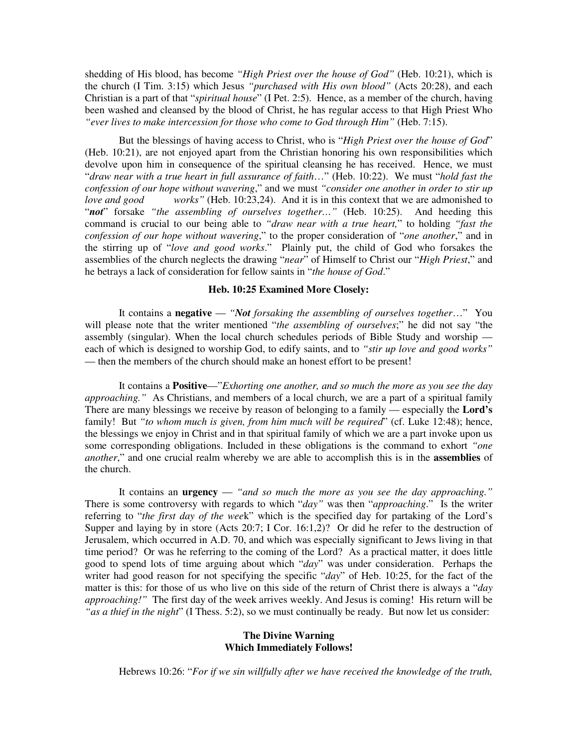shedding of His blood, has become *"High Priest over the house of God"* (Heb. 10:21), which is the church (I Tim. 3:15) which Jesus *"purchased with His own blood"* (Acts 20:28), and each Christian is a part of that "*spiritual house*" (I Pet. 2:5). Hence, as a member of the church, having been washed and cleansed by the blood of Christ, he has regular access to that High Priest Who *"ever lives to make intercession for those who come to God through Him"* (Heb. 7:15).

But the blessings of having access to Christ, who is "*High Priest over the house of God*" (Heb. 10:21), are not enjoyed apart from the Christian honoring his own responsibilities which devolve upon him in consequence of the spiritual cleansing he has received. Hence, we must "*draw near with a true heart in full assurance of faith*…" (Heb. 10:22). We must "*hold fast the confession of our hope without wavering*," and we must *"consider one another in order to stir up love and good works"* (Heb. 10:23,24). And it is in this context that we are admonished to "***not***" forsake *"the assembling of ourselves together…"* (Heb. 10:25). And heeding this command is crucial to our being able to *"draw near with a true heart,*" to holding *"fast the confession of our hope without wavering*," to the proper consideration of "*one another*," and in the stirring up of "*love and good works*." Plainly put, the child of God who forsakes the assemblies of the church neglects the drawing "*near*" of Himself to Christ our "*High Priest*," and he betrays a lack of consideration for fellow saints in "*the house of God*."

**Heb. 10:25 Examined More Closely:**

It contains a **negative** — *"**Not** forsaking the assembling of ourselves together*…" You will please note that the writer mentioned "*the assembling of ourselves*;" he did not say "the assembly (singular). When the local church schedules periods of Bible Study and worship — each of which is designed to worship God, to edify saints, and to *"stir up love and good works"* — then the members of the church should make an honest effort to be present!

It contains a **Positive**—"*Exhorting one another, and so much the more as you see the day approaching."* As Christians, and members of a local church, we are a part of a spiritual family There are many blessings we receive by reason of belonging to a family — especially the **Lord's** family! But *"to whom much is given, from him much will be required*" (cf. Luke 12:48); hence, the blessings we enjoy in Christ and in that spiritual family of which we are a part invoke upon us some corresponding obligations. Included in these obligations is the command to exhort *"one another*," and one crucial realm whereby we are able to accomplish this is in the **assemblies** of the church.

It contains an **urgency** — *"and so much the more as you see the day approaching."* There is some controversy with regards to which "*day"* was then "*approaching*." Is the writer referring to "*the first day of the week*" which is the specified day for partaking of the Lord's Supper and laying by in store (Acts 20:7; I Cor. 16:1,2)? Or did he refer to the destruction of Jerusalem, which occurred in A.D. 70, and which was especially significant to Jews living in that time period? Or was he referring to the coming of the Lord? As a practical matter, it does little good to spend lots of time arguing about which "*day*" was under consideration. Perhaps the writer had good reason for not specifying the specific "*day*" of Heb. 10:25, for the fact of the matter is this: for those of us who live on this side of the return of Christ there is always a "*day approaching!"* The first day of the week arrives weekly. And Jesus is coming! His return will be *"as a thief in the night*" (I Thess. 5:2), so we must continually be ready. But now let us consider:

**The Divine Warning**
**Which Immediately Follows!**

Hebrews 10:26: "*For if we sin willfully after we have received the knowledge of the truth,*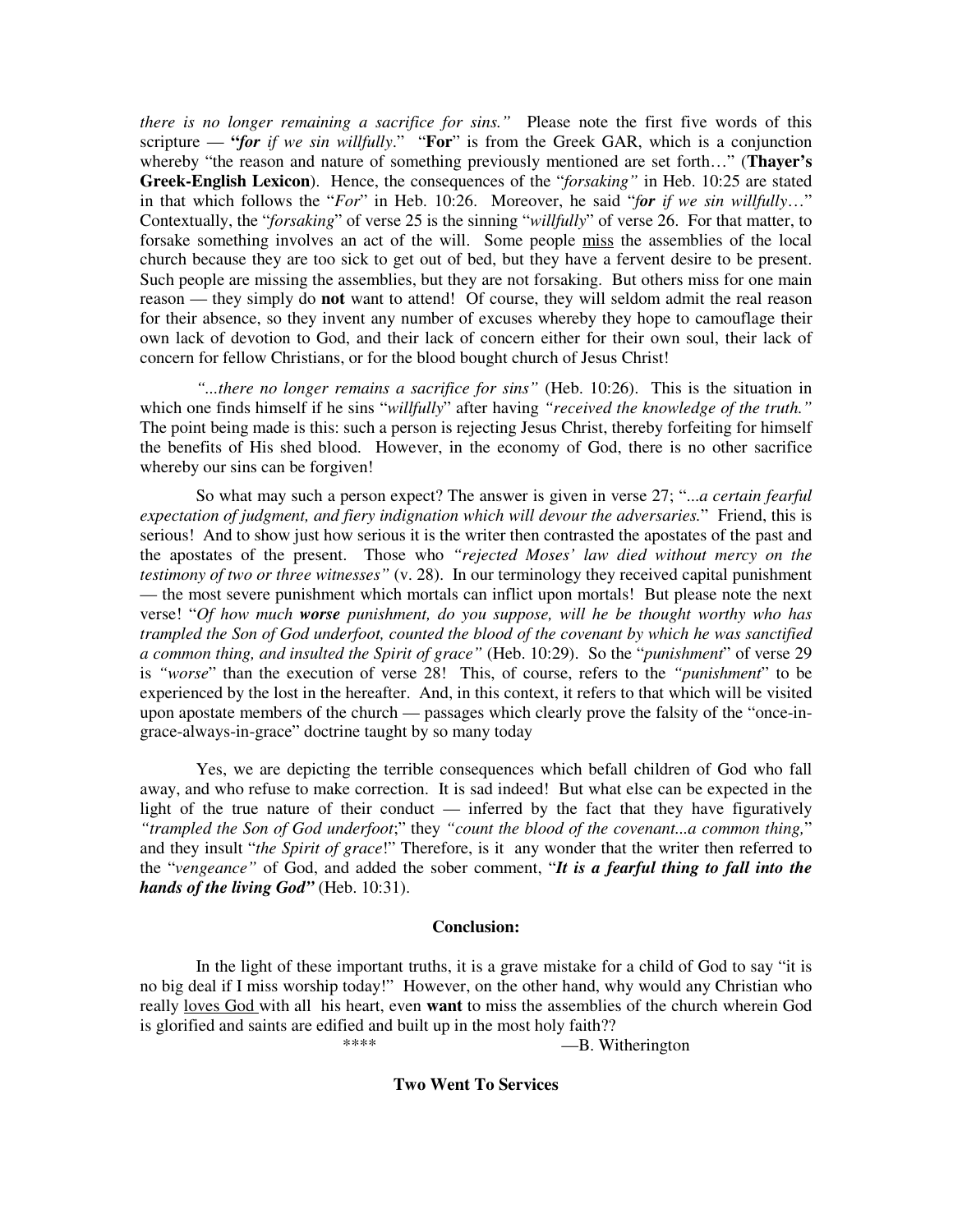*there is no longer remaining a sacrifice for sins."* Please note the first five words of this scripture — **"*for*** *if we sin willfully*." "**For**" is from the Greek GAR, which is a conjunction whereby "the reason and nature of something previously mentioned are set forth…" (**Thayer's Greek-English Lexicon**). Hence, the consequences of the "*forsaking"* in Heb. 10:25 are stated in that which follows the "*For*" in Heb. 10:26. Moreover, he said "***for*** *if we sin willfully*…" Contextually, the "*forsaking*" of verse 25 is the sinning "*willfully*" of verse 26. For that matter, to forsake something involves an act of the will. Some people miss the assemblies of the local church because they are too sick to get out of bed, but they have a fervent desire to be present. Such people are missing the assemblies, but they are not forsaking. But others miss for one main reason — they simply do **not** want to attend! Of course, they will seldom admit the real reason for their absence, so they invent any number of excuses whereby they hope to camouflage their own lack of devotion to God, and their lack of concern either for their own soul, their lack of concern for fellow Christians, or for the blood bought church of Jesus Christ!

*"...there no longer remains a sacrifice for sins"* (Heb. 10:26). This is the situation in which one finds himself if he sins "*willfully*" after having *"received the knowledge of the truth."* The point being made is this: such a person is rejecting Jesus Christ, thereby forfeiting for himself the benefits of His shed blood. However, in the economy of God, there is no other sacrifice whereby our sins can be forgiven!

So what may such a person expect? The answer is given in verse 27; "*...a certain fearful expectation of judgment, and fiery indignation which will devour the adversaries.*" Friend, this is serious! And to show just how serious it is the writer then contrasted the apostates of the past and the apostates of the present. Those who *"rejected Moses' law died without mercy on the testimony of two or three witnesses"* (v. 28). In our terminology they received capital punishment — the most severe punishment which mortals can inflict upon mortals! But please note the next verse! "*Of how much* ***worse*** *punishment, do you suppose, will he be thought worthy who has trampled the Son of God underfoot, counted the blood of the covenant by which he was sanctified a common thing, and insulted the Spirit of grace"* (Heb. 10:29). So the "*punishment*" of verse 29 is *"worse*" than the execution of verse 28! This, of course, refers to the *"punishment*" to be experienced by the lost in the hereafter. And, in this context, it refers to that which will be visited upon apostate members of the church — passages which clearly prove the falsity of the "once-in-grace-always-in-grace" doctrine taught by so many today

Yes, we are depicting the terrible consequences which befall children of God who fall away, and who refuse to make correction. It is sad indeed! But what else can be expected in the light of the true nature of their conduct — inferred by the fact that they have figuratively *"trampled the Son of God underfoot*;" they *"count the blood of the covenant...a common thing,*" and they insult "*the Spirit of grace*!" Therefore, is it any wonder that the writer then referred to the "*vengeance"* of God, and added the sober comment, "***It is a fearful thing to fall into the hands of the living God"*** (Heb. 10:31).

**Conclusion:**

In the light of these important truths, it is a grave mistake for a child of God to say "it is no big deal if I miss worship today!" However, on the other hand, why would any Christian who really loves God with all his heart, even **want** to miss the assemblies of the church wherein God is glorified and saints are edified and built up in the most holy faith??

\*\*\*\* —B. Witherington

**Two Went To Services**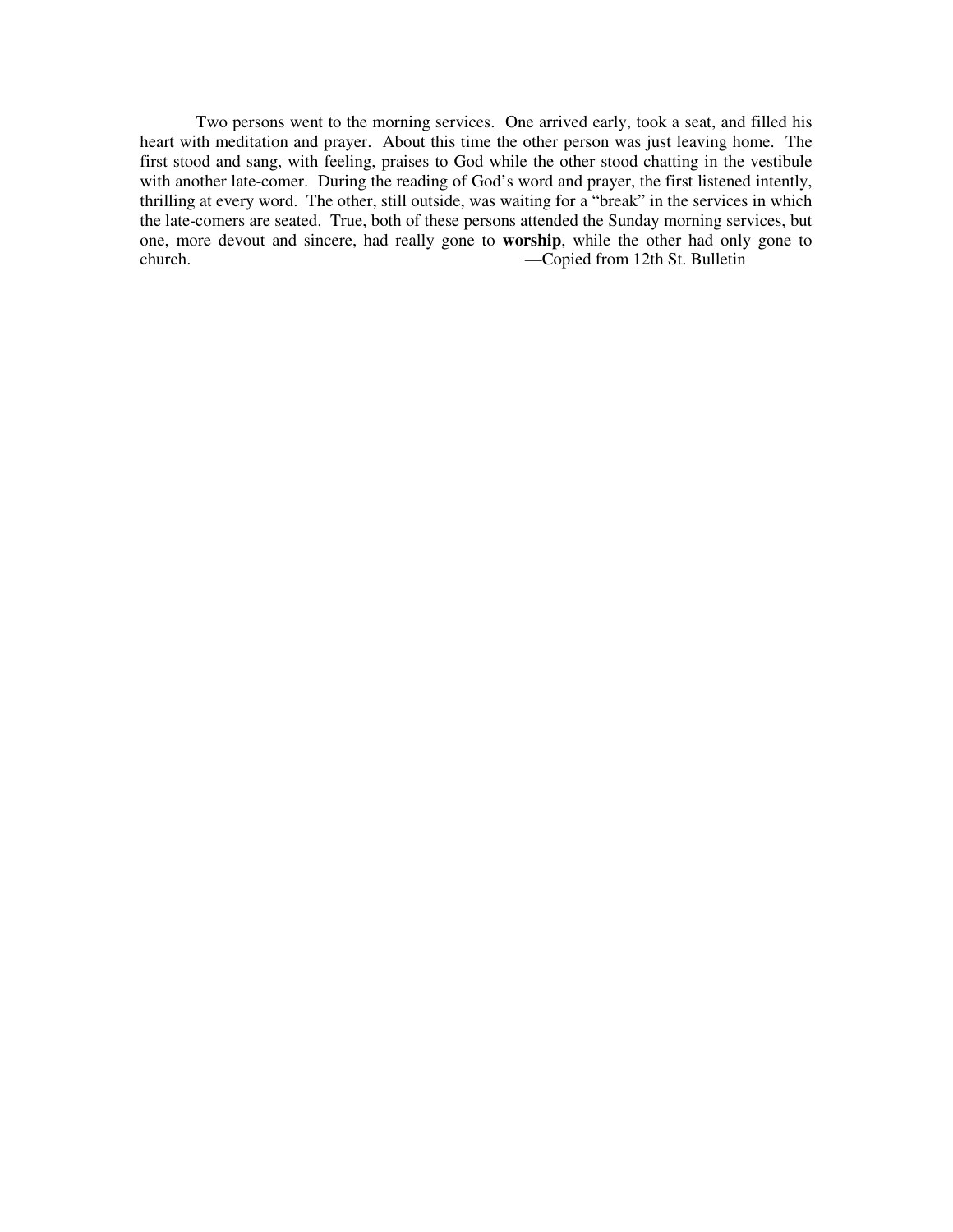Two persons went to the morning services. One arrived early, took a seat, and filled his heart with meditation and prayer. About this time the other person was just leaving home. The first stood and sang, with feeling, praises to God while the other stood chatting in the vestibule with another late-comer. During the reading of God's word and prayer, the first listened intently, thrilling at every word. The other, still outside, was waiting for a "break" in the services in which the late-comers are seated. True, both of these persons attended the Sunday morning services, but one, more devout and sincere, had really gone to **worship**, while the other had only gone to church.

—Copied from 12th St. Bulletin